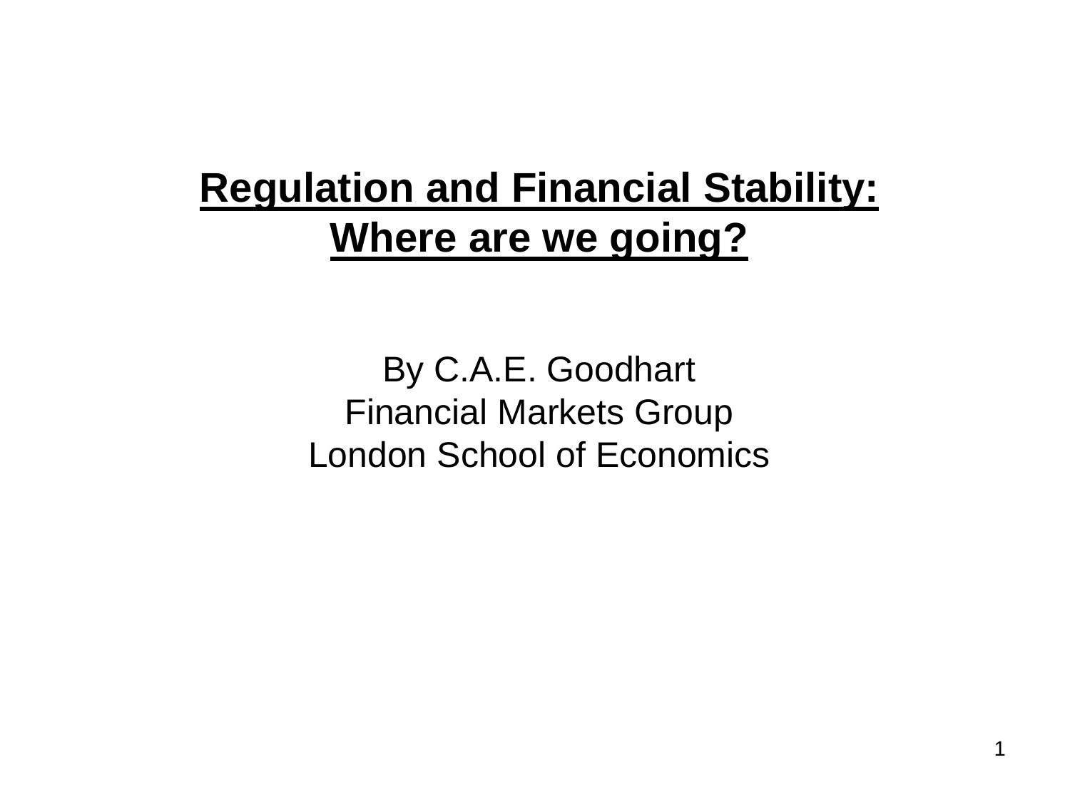# Regulation and Financial Stability: Where are we going?

By C.A.E. Goodhart
Financial Markets Group
London School of Economics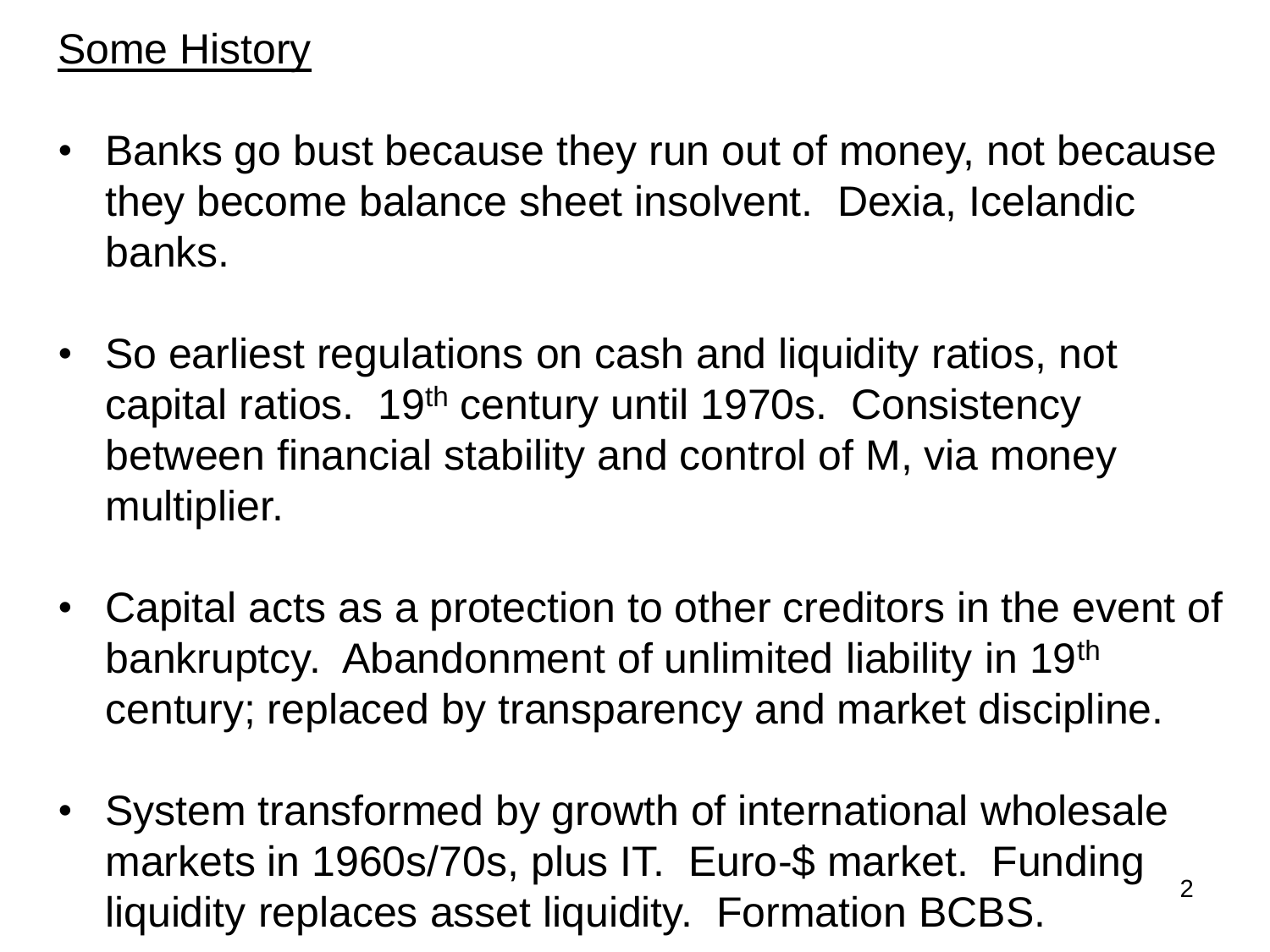## Some History

- Banks go bust because they run out of money, not because they become balance sheet insolvent. Dexia, Icelandic banks.

- So earliest regulations on cash and liquidity ratios, not capital ratios. $19^{th}$ century until 1970s. Consistency between financial stability and control of M, via money multiplier.

- Capital acts as a protection to other creditors in the event of bankruptcy. Abandonment of unlimited liability in $19^{th}$ century; replaced by transparency and market discipline.

- System transformed by growth of international wholesale markets in 1960s/70s, plus IT. Euro-$ market. Funding liquidity replaces asset liquidity. Formation BCBS.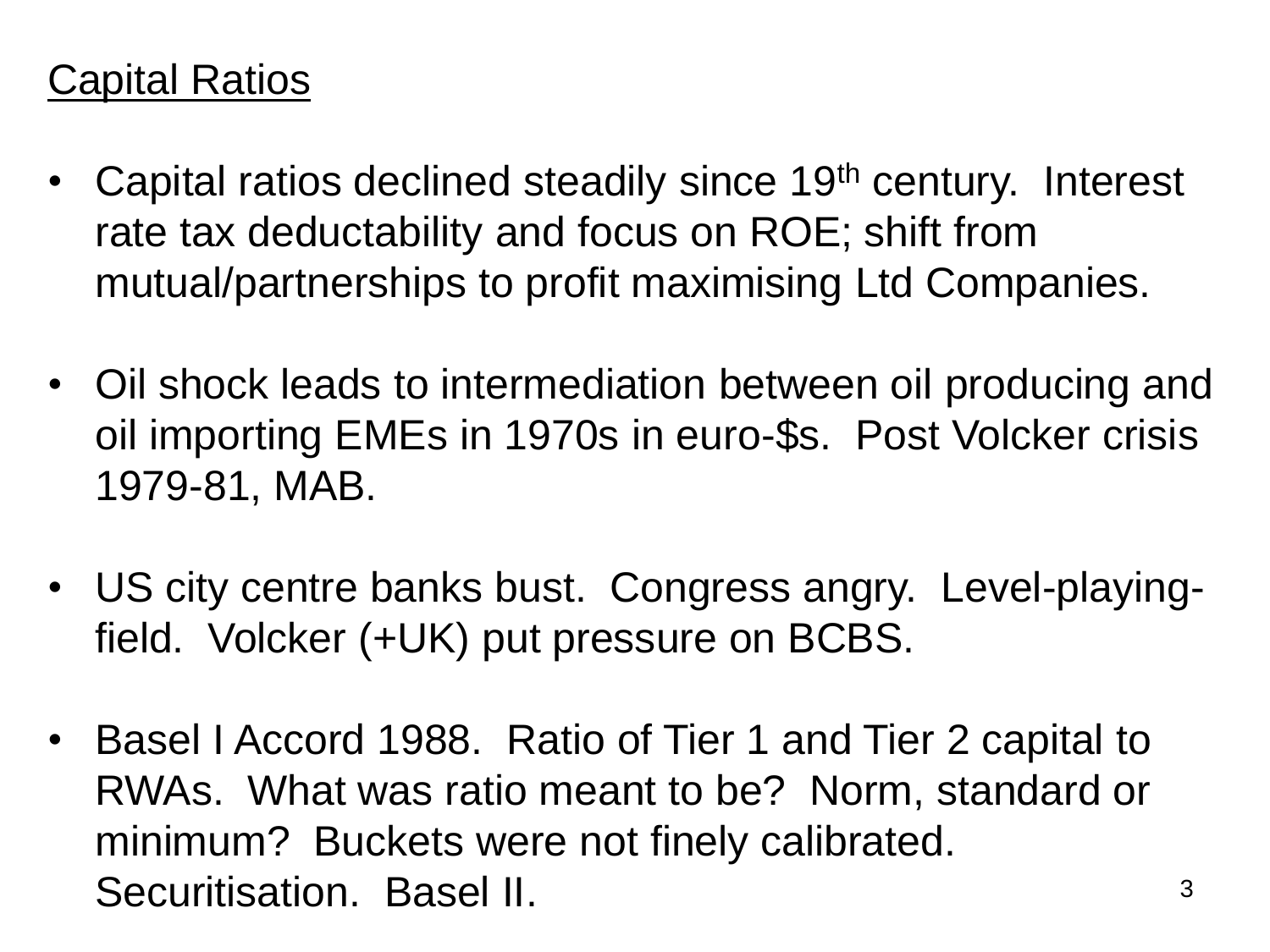## Capital Ratios

- Capital ratios declined steadily since 19th century. Interest rate tax deductability and focus on ROE; shift from mutual/partnerships to profit maximising Ltd Companies.

- Oil shock leads to intermediation between oil producing and oil importing EMEs in 1970s in euro-$s. Post Volcker crisis 1979-81, MAB.

- US city centre banks bust. Congress angry. Level-playing-field. Volcker (+UK) put pressure on BCBS.

- Basel I Accord 1988. Ratio of Tier 1 and Tier 2 capital to RWAs. What was ratio meant to be? Norm, standard or minimum? Buckets were not finely calibrated. Securitisation. Basel II.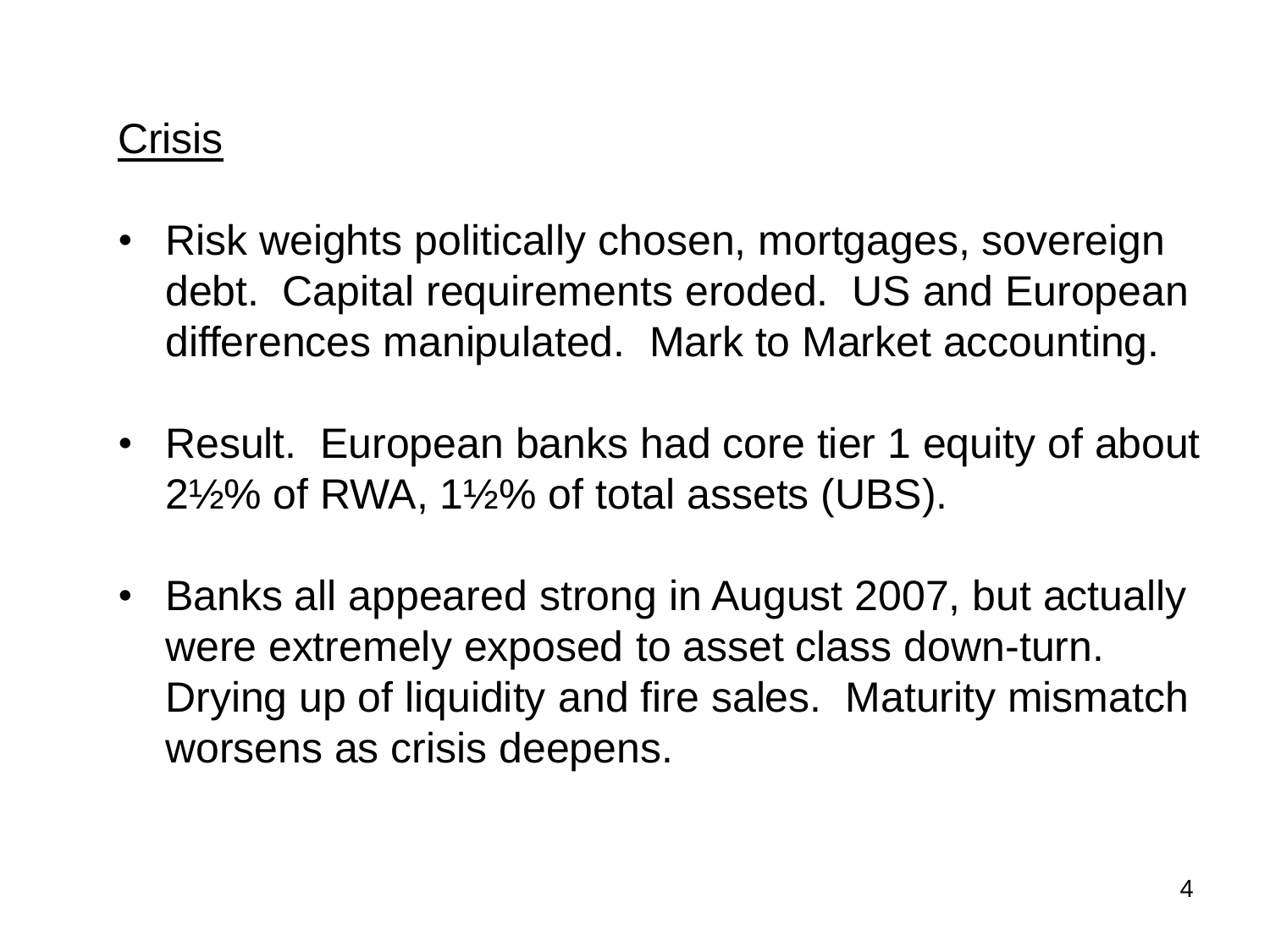## Crisis

- Risk weights politically chosen, mortgages, sovereign debt. Capital requirements eroded. US and European differences manipulated. Mark to Market accounting.

- Result. European banks had core tier 1 equity of about 2½% of RWA, 1½% of total assets (UBS).

- Banks all appeared strong in August 2007, but actually were extremely exposed to asset class down-turn. Drying up of liquidity and fire sales. Maturity mismatch worsens as crisis deepens.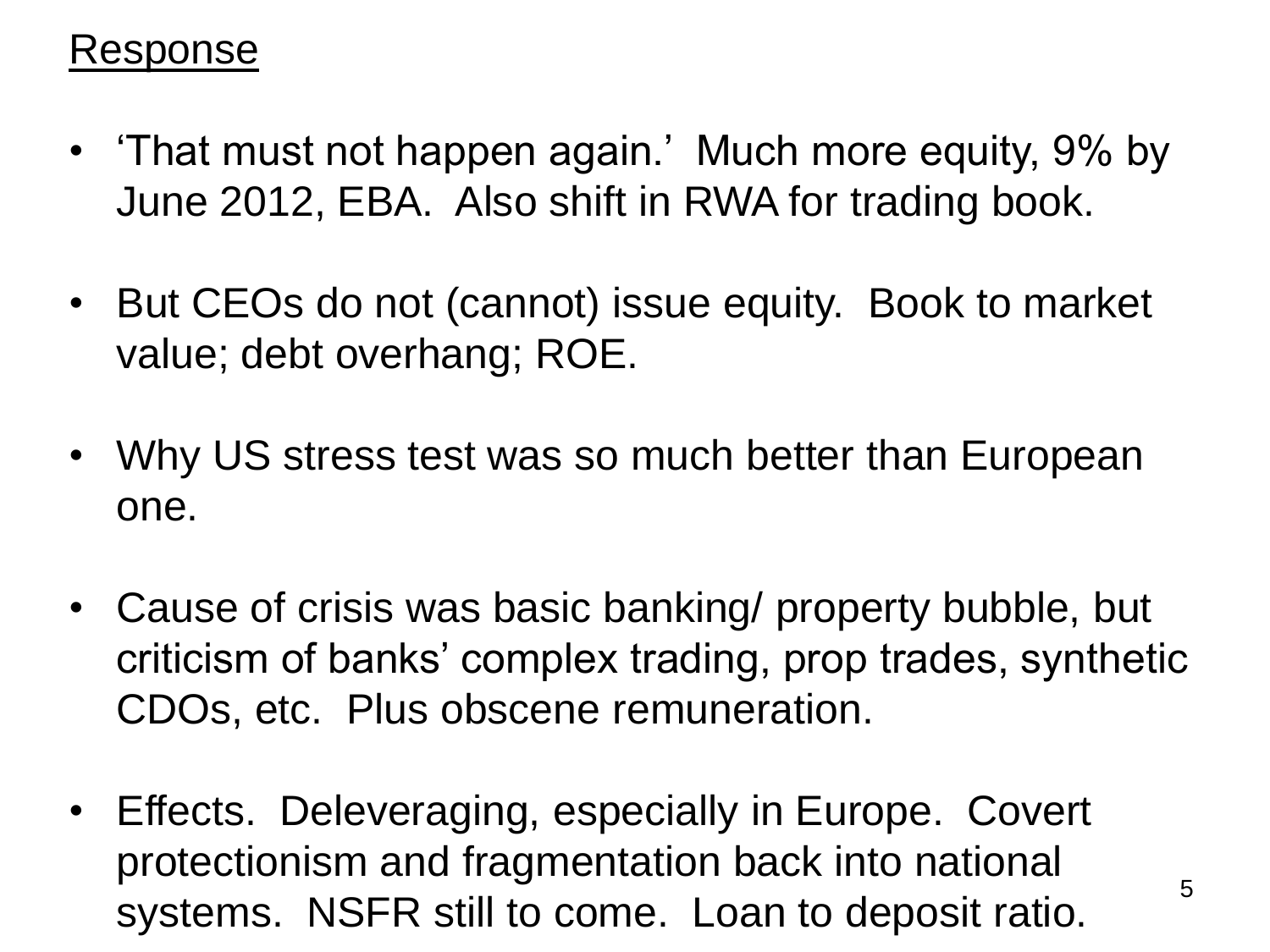<u>Response</u>

- ‘That must not happen again.’ Much more equity, 9% by June 2012, EBA. Also shift in RWA for trading book.
- But CEOs do not (cannot) issue equity. Book to market value; debt overhang; ROE.
- Why US stress test was so much better than European one.
- Cause of crisis was basic banking/ property bubble, but criticism of banks’ complex trading, prop trades, synthetic CDOs, etc. Plus obscene remuneration.
- Effects. Deleveraging, especially in Europe. Covert protectionism and fragmentation back into national systems. NSFR still to come. Loan to deposit ratio.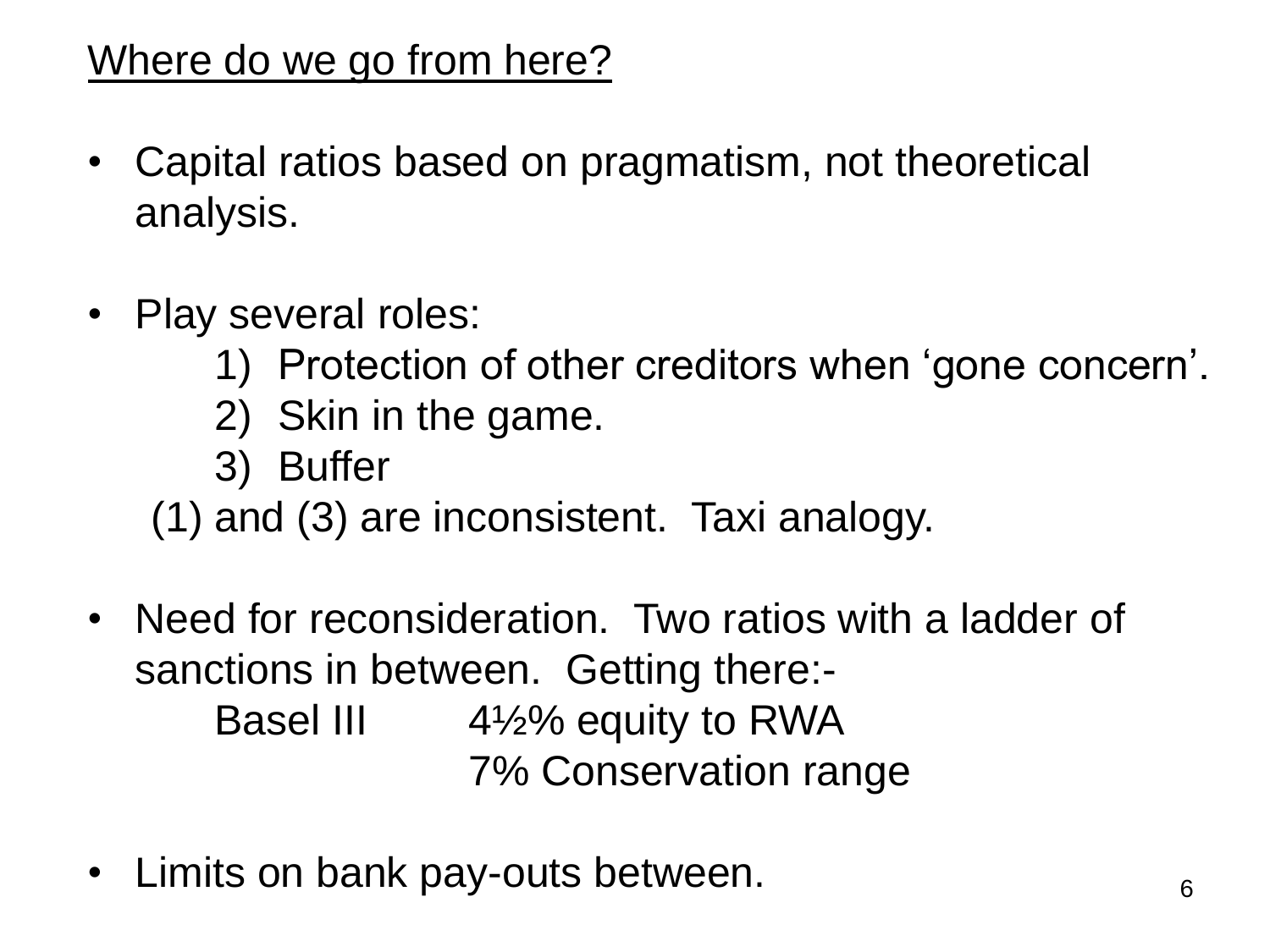## Where do we go from here?

- Capital ratios based on pragmatism, not theoretical analysis.

- Play several roles:
    1) Protection of other creditors when 'gone concern'.
    2) Skin in the game.
    3) Buffer

  (1) and (3) are inconsistent. Taxi analogy.

- Need for reconsideration. Two ratios with a ladder of sanctions in between. Getting there:-

  Basel III    4½% equity to RWA
               7% Conservation range

- Limits on bank pay-outs between.